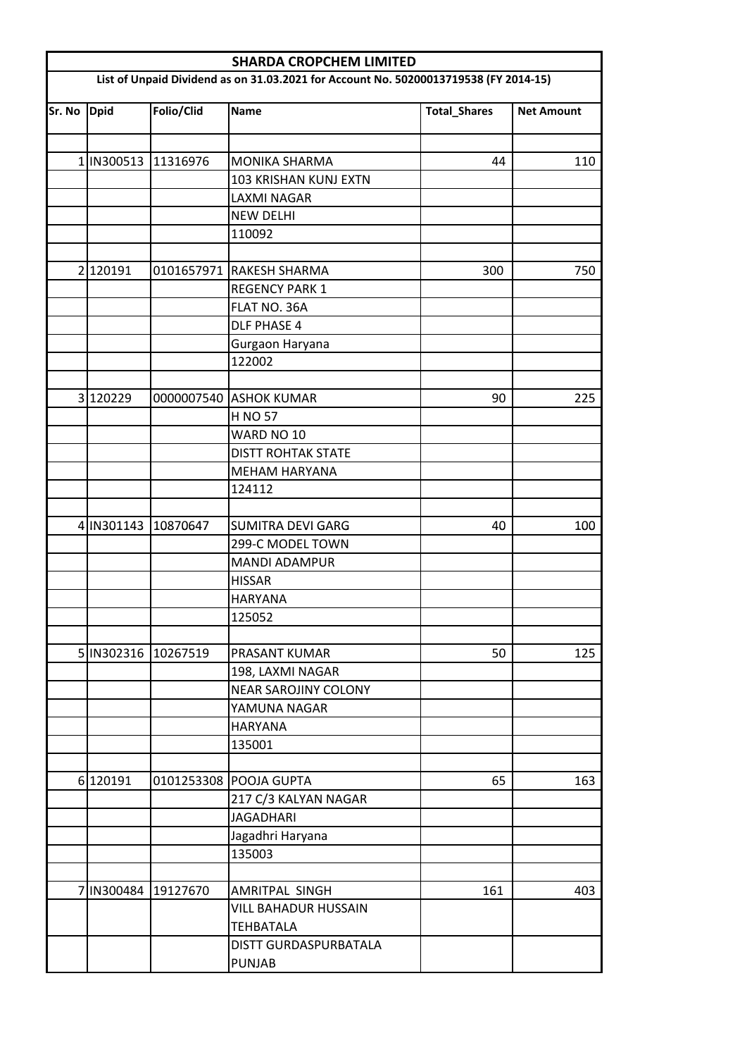# SHARDA CROPCHEM LIMITED

## List of Unpaid Dividend as on 31.03.2021 for Account No. 50200013719538 (FY 2014-15)

| Sr. No | Dpid | Folio/Clid | Name | Total_Shares | Net Amount |
|---|---|---|---|---|---|
| | | | | | |
| 1 | IN300513 | 11316976 | MONIKA SHARMA | 44 | 110 |
| | | | 103 KRISHAN KUNJ EXTN | | |
| | | | LAXMI NAGAR | | |
| | | | NEW DELHI | | |
| | | | 110092 | | |
| | | | | | |
| 2 | 120191 | 0101657971 | RAKESH SHARMA | 300 | 750 |
| | | | REGENCY PARK 1 | | |
| | | | FLAT NO. 36A | | |
| | | | DLF PHASE 4 | | |
| | | | Gurgaon Haryana | | |
| | | | 122002 | | |
| | | | | | |
| 3 | 120229 | 0000007540 | ASHOK KUMAR | 90 | 225 |
| | | | H NO 57 | | |
| | | | WARD NO 10 | | |
| | | | DISTT ROHTAK STATE | | |
| | | | MEHAM HARYANA | | |
| | | | 124112 | | |
| | | | | | |
| 4 | IN301143 | 10870647 | SUMITRA DEVI GARG | 40 | 100 |
| | | | 299-C MODEL TOWN | | |
| | | | MANDI ADAMPUR | | |
| | | | HISSAR | | |
| | | | HARYANA | | |
| | | | 125052 | | |
| | | | | | |
| 5 | IN302316 | 10267519 | PRASANT KUMAR | 50 | 125 |
| | | | 198, LAXMI NAGAR | | |
| | | | NEAR SAROJINY COLONY | | |
| | | | YAMUNA NAGAR | | |
| | | | HARYANA | | |
| | | | 135001 | | |
| | | | | | |
| 6 | 120191 | 0101253308 | POOJA GUPTA | 65 | 163 |
| | | | 217 C/3 KALYAN NAGAR | | |
| | | | JAGADHARI | | |
| | | | Jagadhri Haryana | | |
| | | | 135003 | | |
| | | | | | |
| 7 | IN300484 | 19127670 | AMRITPAL SINGH | 161 | 403 |
| | | | VILL BAHADUR HUSSAIN TEHBATALA | | |
| | | | DISTT GURDASPURBATALA PUNJAB | | |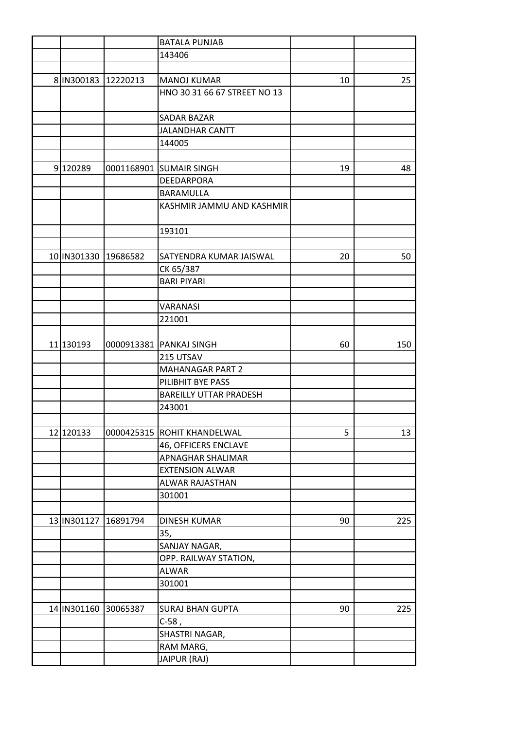| | | | | | |
|---|---|---|---|---|---|
| | | | BATALA PUNJAB | | |
| | | | 143406 | | |
| | | | | | |
| 8 | IN300183 | 12220213 | MANOJ KUMAR | 10 | 25 |
| | | | HNO 30 31 66 67 STREET NO 13 | | |
| | | | SADAR BAZAR | | |
| | | | JALANDHAR CANTT | | |
| | | | 144005 | | |
| | | | | | |
| 9 | 120289 | 0001168901 | SUMAIR SINGH | 19 | 48 |
| | | | DEEDARPORA | | |
| | | | BARAMULLA | | |
| | | | KASHMIR JAMMU AND KASHMIR | | |
| | | | 193101 | | |
| | | | | | |
| 10 | IN301330 | 19686582 | SATYENDRA KUMAR JAISWAL | 20 | 50 |
| | | | CK 65/387 | | |
| | | | BARI PIYARI | | |
| | | | | | |
| | | | VARANASI | | |
| | | | 221001 | | |
| | | | | | |
| 11 | 130193 | 0000913381 | PANKAJ SINGH | 60 | 150 |
| | | | 215 UTSAV | | |
| | | | MAHANAGAR PART 2 | | |
| | | | PILIBHIT BYE PASS | | |
| | | | BAREILLY UTTAR PRADESH | | |
| | | | 243001 | | |
| | | | | | |
| 12 | 120133 | 0000425315 | ROHIT KHANDELWAL | 5 | 13 |
| | | | 46, OFFICERS ENCLAVE | | |
| | | | APNAGHAR SHALIMAR | | |
| | | | EXTENSION ALWAR | | |
| | | | ALWAR RAJASTHAN | | |
| | | | 301001 | | |
| | | | | | |
| 13 | IN301127 | 16891794 | DINESH KUMAR | 90 | 225 |
| | | | 35, | | |
| | | | SANJAY NAGAR, | | |
| | | | OPP. RAILWAY STATION, | | |
| | | | ALWAR | | |
| | | | 301001 | | |
| | | | | | |
| 14 | IN301160 | 30065387 | SURAJ BHAN GUPTA | 90 | 225 |
| | | | C-58 , | | |
| | | | SHASTRI NAGAR, | | |
| | | | RAM MARG, | | |
| | | | JAIPUR (RAJ) | | |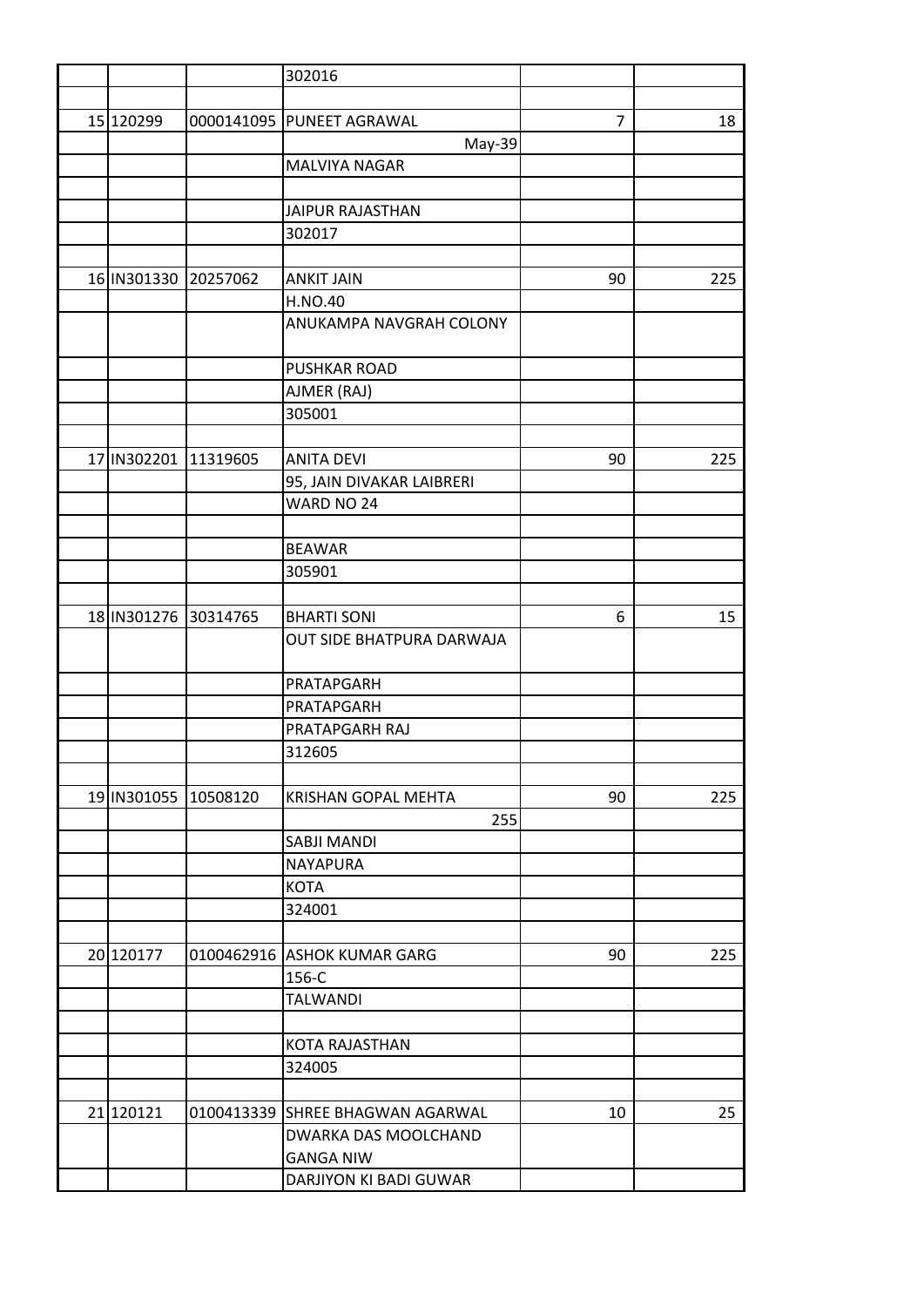| | | | | | |
|---|---|---|---|---|---|
| | | | 302016 | | |
| | | | | | |
| 15 | 120299 | 0000141095 | PUNEET AGRAWAL | 7 | 18 |
| | | | May-39 | | |
| | | | MALVIYA NAGAR | | |
| | | | | | |
| | | | JAIPUR RAJASTHAN | | |
| | | | 302017 | | |
| | | | | | |
| 16 | IN301330 | 20257062 | ANKIT JAIN | 90 | 225 |
| | | | H.NO.40 | | |
| | | | ANUKAMPA NAVGRAH COLONY | | |
| | | | PUSHKAR ROAD | | |
| | | | AJMER (RAJ) | | |
| | | | 305001 | | |
| | | | | | |
| 17 | IN302201 | 11319605 | ANITA DEVI | 90 | 225 |
| | | | 95, JAIN DIVAKAR LAIBRERI | | |
| | | | WARD NO 24 | | |
| | | | | | |
| | | | BEAWAR | | |
| | | | 305901 | | |
| | | | | | |
| 18 | IN301276 | 30314765 | BHARTI SONI | 6 | 15 |
| | | | OUT SIDE BHATPURA DARWAJA | | |
| | | | PRATAPGARH | | |
| | | | PRATAPGARH | | |
| | | | PRATAPGARH RAJ | | |
| | | | 312605 | | |
| | | | | | |
| 19 | IN301055 | 10508120 | KRISHAN GOPAL MEHTA | 90 | 225 |
| | | | 255 | | |
| | | | SABJI MANDI | | |
| | | | NAYAPURA | | |
| | | | KOTA | | |
| | | | 324001 | | |
| | | | | | |
| 20 | 120177 | 0100462916 | ASHOK KUMAR GARG | 90 | 225 |
| | | | 156-C | | |
| | | | TALWANDI | | |
| | | | | | |
| | | | KOTA RAJASTHAN | | |
| | | | 324005 | | |
| | | | | | |
| 21 | 120121 | 0100413339 | SHREE BHAGWAN AGARWAL | 10 | 25 |
| | | | DWARKA DAS MOOLCHAND GANGA NIW | | |
| | | | DARJIYON KI BADI GUWAR | | |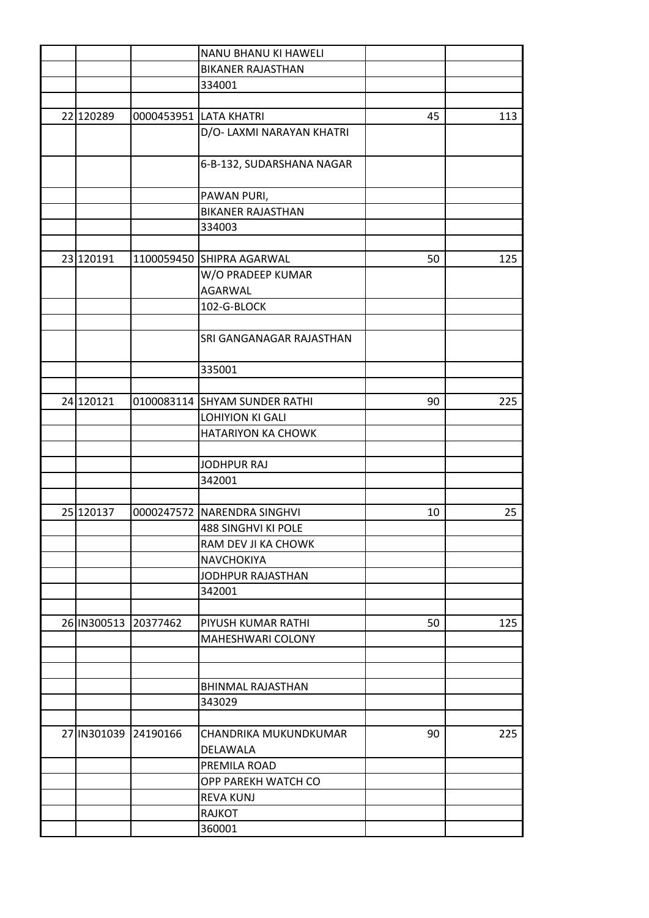| | | | | | |
|---|---|---|---|---|---|
| | | | NANU BHANU KI HAWELI | | |
| | | | BIKANER RAJASTHAN | | |
| | | | 334001 | | |
| | | | | | |
| 22 | 120289 | 0000453951 | LATA KHATRI | 45 | 113 |
| | | | D/O- LAXMI NARAYAN KHATRI | | |
| | | | 6-B-132, SUDARSHANA NAGAR | | |
| | | | PAWAN PURI, | | |
| | | | BIKANER RAJASTHAN | | |
| | | | 334003 | | |
| | | | | | |
| 23 | 120191 | 1100059450 | SHIPRA AGARWAL | 50 | 125 |
| | | | W/O PRADEEP KUMAR AGARWAL | | |
| | | | 102-G-BLOCK | | |
| | | | | | |
| | | | SRI GANGANAGAR RAJASTHAN | | |
| | | | 335001 | | |
| | | | | | |
| 24 | 120121 | 0100083114 | SHYAM SUNDER RATHI | 90 | 225 |
| | | | LOHIYION KI GALI | | |
| | | | HATARIYON KA CHOWK | | |
| | | | | | |
| | | | JODHPUR RAJ | | |
| | | | 342001 | | |
| | | | | | |
| 25 | 120137 | 0000247572 | NARENDRA SINGHVI | 10 | 25 |
| | | | 488 SINGHVI KI POLE | | |
| | | | RAM DEV JI KA CHOWK | | |
| | | | NAVCHOKIYA | | |
| | | | JODHPUR RAJASTHAN | | |
| | | | 342001 | | |
| | | | | | |
| 26 | IN300513 | 20377462 | PIYUSH KUMAR RATHI | 50 | 125 |
| | | | MAHESHWARI COLONY | | |
| | | | | | |
| | | | | | |
| | | | BHINMAL RAJASTHAN | | |
| | | | 343029 | | |
| | | | | | |
| 27 | IN301039 | 24190166 | CHANDRIKA MUKUNDKUMAR DELAWALA | 90 | 225 |
| | | | PREMILA ROAD | | |
| | | | OPP PAREKH WATCH CO | | |
| | | | REVA KUNJ | | |
| | | | RAJKOT | | |
| | | | 360001 | | |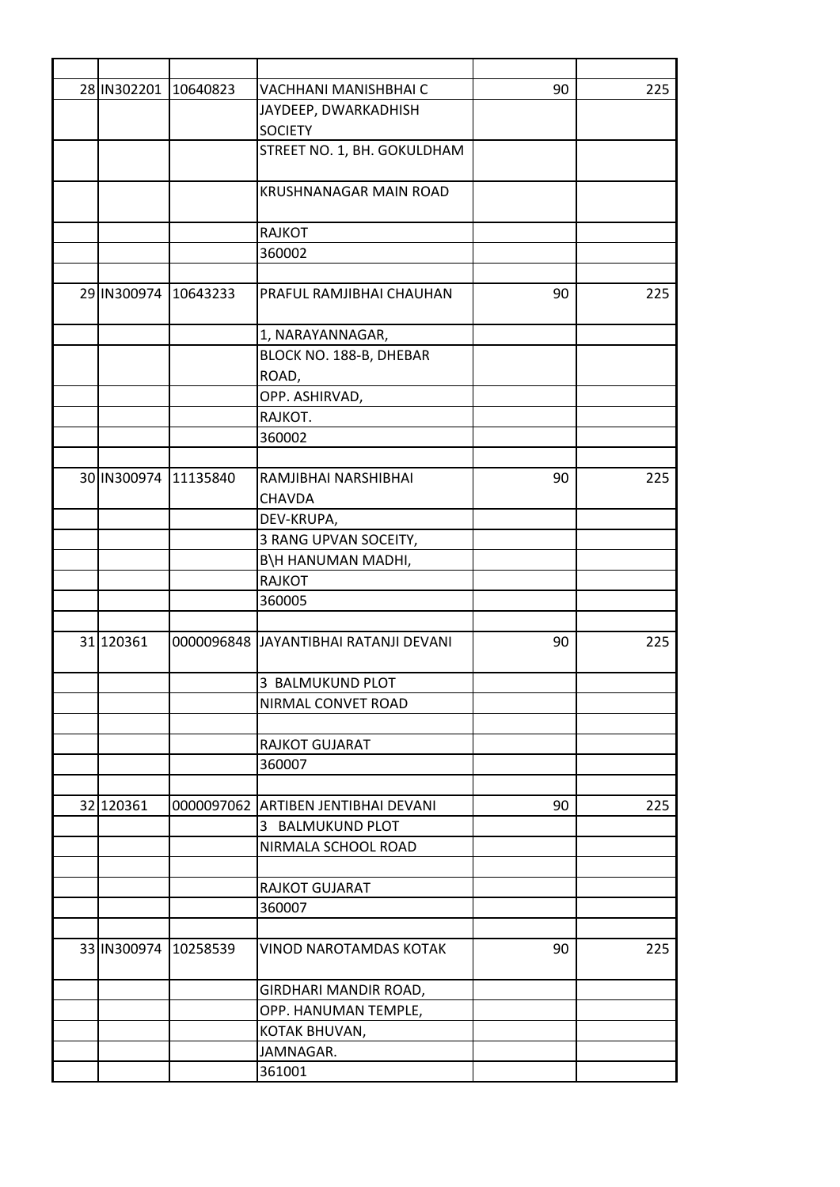| | | | | | |
|---|---|---|---|---|---|
| | | | | | |
| 28 | IN302201 | 10640823 | VACHHANI MANISHBHAI C | 90 | 225 |
| | | | JAYDEEP, DWARKADHISH SOCIETY | | |
| | | | STREET NO. 1, BH. GOKULDHAM | | |
| | | | KRUSHNANAGAR MAIN ROAD | | |
| | | | RAJKOT | | |
| | | | 360002 | | |
| | | | | | |
| 29 | IN300974 | 10643233 | PRAFUL RAMJIBHAI CHAUHAN | 90 | 225 |
| | | | 1, NARAYANNAGAR, | | |
| | | | BLOCK NO. 188-B, DHEBAR ROAD, | | |
| | | | OPP. ASHIRVAD, | | |
| | | | RAJKOT. | | |
| | | | 360002 | | |
| | | | | | |
| 30 | IN300974 | 11135840 | RAMJIBHAI NARSHIBHAI CHAVDA | 90 | 225 |
| | | | DEV-KRUPA, | | |
| | | | 3 RANG UPVAN SOCEITY, | | |
| | | | B\H HANUMAN MADHI, | | |
| | | | RAJKOT | | |
| | | | 360005 | | |
| | | | | | |
| 31 | 120361 | 0000096848 | JAYANTIBHAI RATANJI DEVANI | 90 | 225 |
| | | | 3 BALMUKUND PLOT | | |
| | | | NIRMAL CONVET ROAD | | |
| | | | | | |
| | | | RAJKOT GUJARAT | | |
| | | | 360007 | | |
| | | | | | |
| 32 | 120361 | 0000097062 | ARTIBEN JENTIBHAI DEVANI | 90 | 225 |
| | | | 3 BALMUKUND PLOT | | |
| | | | NIRMALA SCHOOL ROAD | | |
| | | | | | |
| | | | RAJKOT GUJARAT | | |
| | | | 360007 | | |
| | | | | | |
| 33 | IN300974 | 10258539 | VINOD NAROTAMDAS KOTAK | 90 | 225 |
| | | | GIRDHARI MANDIR ROAD, | | |
| | | | OPP. HANUMAN TEMPLE, | | |
| | | | KOTAK BHUVAN, | | |
| | | | JAMNAGAR. | | |
| | | | 361001 | | |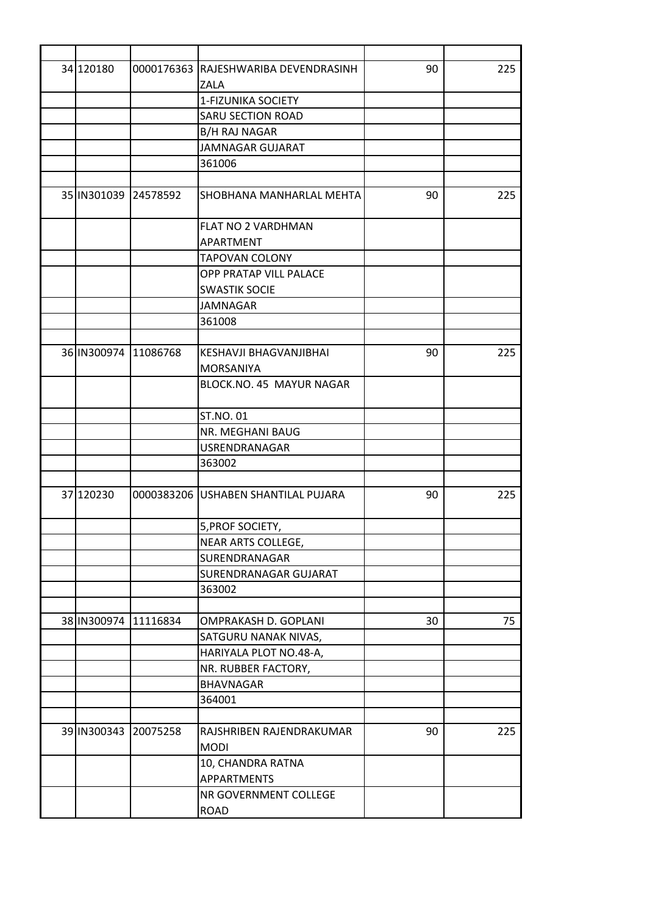| | | | | | |
|---|---|---|---|---|---|
| 34 | 120180 | 0000176363 | RAJESHWARIBA DEVENDRASINH ZALA | 90 | 225 |
| | | | 1-FIZUNIKA SOCIETY | | |
| | | | SARU SECTION ROAD | | |
| | | | B/H RAJ NAGAR | | |
| | | | JAMNAGAR GUJARAT | | |
| | | | 361006 | | |
| | | | | | |
| 35 | IN301039 | 24578592 | SHOBHANA MANHARLAL MEHTA | 90 | 225 |
| | | | FLAT NO 2 VARDHMAN APARTMENT | | |
| | | | TAPOVAN COLONY | | |
| | | | OPP PRATAP VILL PALACE SWASTIK SOCIE | | |
| | | | JAMNAGAR | | |
| | | | 361008 | | |
| | | | | | |
| 36 | IN300974 | 11086768 | KESHAVJI BHAGVANJIBHAI MORSANIYA | 90 | 225 |
| | | | BLOCK.NO. 45 MAYUR NAGAR | | |
| | | | ST.NO. 01 | | |
| | | | NR. MEGHANI BAUG | | |
| | | | USRENDRANAGAR | | |
| | | | 363002 | | |
| | | | | | |
| 37 | 120230 | 0000383206 | USHABEN SHANTILAL PUJARA | 90 | 225 |
| | | | 5,PROF SOCIETY, | | |
| | | | NEAR ARTS COLLEGE, | | |
| | | | SURENDRANAGAR | | |
| | | | SURENDRANAGAR GUJARAT | | |
| | | | 363002 | | |
| | | | | | |
| 38 | IN300974 | 11116834 | OMPRAKASH D. GOPLANI | 30 | 75 |
| | | | SATGURU NANAK NIVAS, | | |
| | | | HARIYALA PLOT NO.48-A, | | |
| | | | NR. RUBBER FACTORY, | | |
| | | | BHAVNAGAR | | |
| | | | 364001 | | |
| | | | | | |
| 39 | IN300343 | 20075258 | RAJSHRIBEN RAJENDRAKUMAR MODI | 90 | 225 |
| | | | 10, CHANDRA RATNA APPARTMENTS | | |
| | | | NR GOVERNMENT COLLEGE ROAD | | |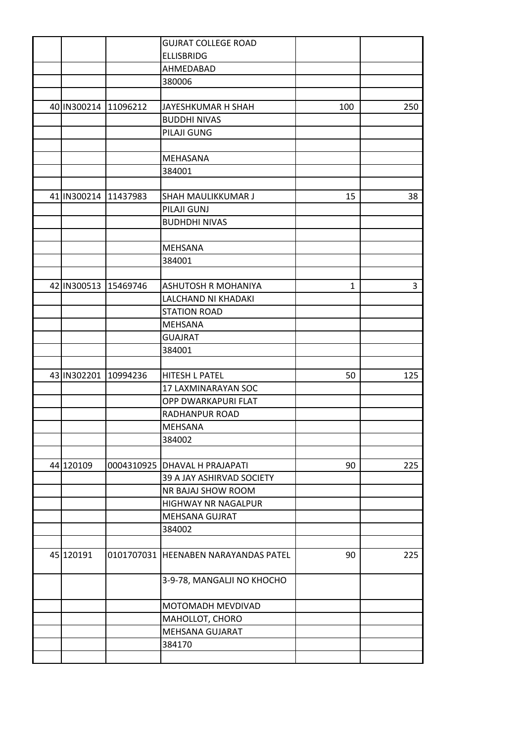| | | | | |
|---|---|---|---|---|
| | | GUJRAT COLLEGE ROAD | | |
| | | ELLISBRIDG | | |
| | | AHMEDABAD | | |
| | | 380006 | | |
| | | | | |
| 40 | IN300214 | 11096212 | JAYESHKUMAR H SHAH | 100 | 250 |
| | | BUDDHI NIVAS | | |
| | | PILAJI GUNG | | |
| | | | | |
| | | MEHASANA | | |
| | | 384001 | | |
| | | | | |
| 41 | IN300214 | 11437983 | SHAH MAULIKKUMAR J | 15 | 38 |
| | | PILAJI GUNJ | | |
| | | BUDHDHI NIVAS | | |
| | | | | |
| | | MEHSANA | | |
| | | 384001 | | |
| | | | | |
| 42 | IN300513 | 15469746 | ASHUTOSH R MOHANIYA | 1 | 3 |
| | | LALCHAND NI KHADAKI | | |
| | | STATION ROAD | | |
| | | MEHSANA | | |
| | | GUAJRAT | | |
| | | 384001 | | |
| | | | | |
| 43 | IN302201 | 10994236 | HITESH L PATEL | 50 | 125 |
| | | 17 LAXMINARAYAN SOC | | |
| | | OPP DWARKAPURI FLAT | | |
| | | RADHANPUR ROAD | | |
| | | MEHSANA | | |
| | | 384002 | | |
| | | | | |
| 44 | 120109 | 0004310925 | DHAVAL H PRAJAPATI | 90 | 225 |
| | | 39 A JAY ASHIRVAD SOCIETY | | |
| | | NR BAJAJ SHOW ROOM | | |
| | | HIGHWAY NR NAGALPUR | | |
| | | MEHSANA GUJRAT | | |
| | | 384002 | | |
| | | | | |
| 45 | 120191 | 0101707031 | HEENABEN NARAYANDAS PATEL | 90 | 225 |
| | | 3-9-78, MANGALJI NO KHOCHO | | |
| | | MOTOMADH MEVDIVAD | | |
| | | MAHOLLOT, CHORO | | |
| | | MEHSANA GUJARAT | | |
| | | 384170 | | |
| | | | | |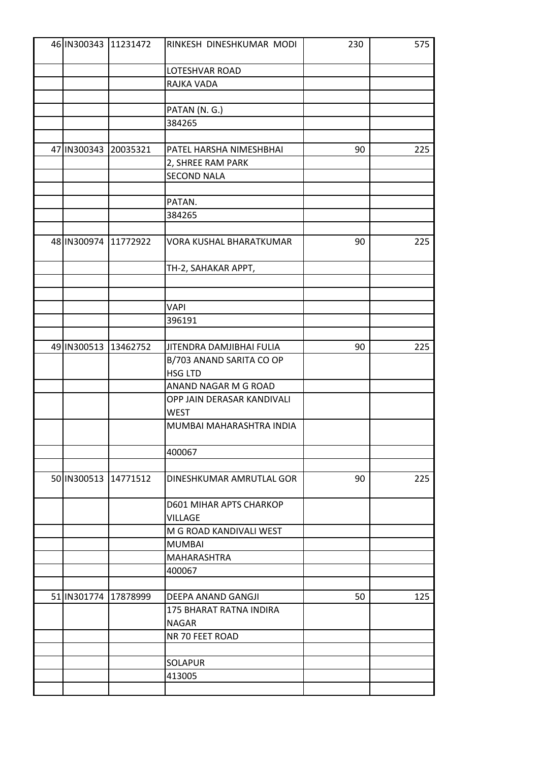| | | | | |
|---|---|---|---|---|
| 46 IN300343 | 11231472 | RINKESH DINESHKUMAR MODI | 230 | 575 |
| | | LOTESHVAR ROAD | | |
| | | RAJKA VADA | | |
| | | | | |
| | | PATAN (N. G.) | | |
| | | 384265 | | |
| | | | | |
| 47 IN300343 | 20035321 | PATEL HARSHA NIMESHBHAI | 90 | 225 |
| | | 2, SHREE RAM PARK | | |
| | | SECOND NALA | | |
| | | | | |
| | | PATAN. | | |
| | | 384265 | | |
| | | | | |
| 48 IN300974 | 11772922 | VORA KUSHAL BHARATKUMAR | 90 | 225 |
| | | TH-2, SAHAKAR APPT, | | |
| | | | | |
| | | | | |
| | | VAPI | | |
| | | 396191 | | |
| | | | | |
| 49 IN300513 | 13462752 | JITENDRA DAMJIBHAI FULIA | 90 | 225 |
| | | B/703 ANAND SARITA CO OP HSG LTD | | |
| | | ANAND NAGAR M G ROAD | | |
| | | OPP JAIN DERASAR KANDIVALI WEST | | |
| | | MUMBAI MAHARASHTRA INDIA | | |
| | | 400067 | | |
| | | | | |
| 50 IN300513 | 14771512 | DINESHKUMAR AMRUTLAL GOR | 90 | 225 |
| | | D601 MIHAR APTS CHARKOP VILLAGE | | |
| | | M G ROAD KANDIVALI WEST | | |
| | | MUMBAI | | |
| | | MAHARASHTRA | | |
| | | 400067 | | |
| | | | | |
| 51 IN301774 | 17878999 | DEEPA ANAND GANGJI | 50 | 125 |
| | | 175 BHARAT RATNA INDIRA NAGAR | | |
| | | NR 70 FEET ROAD | | |
| | | | | |
| | | SOLAPUR | | |
| | | 413005 | | |
| | | | | |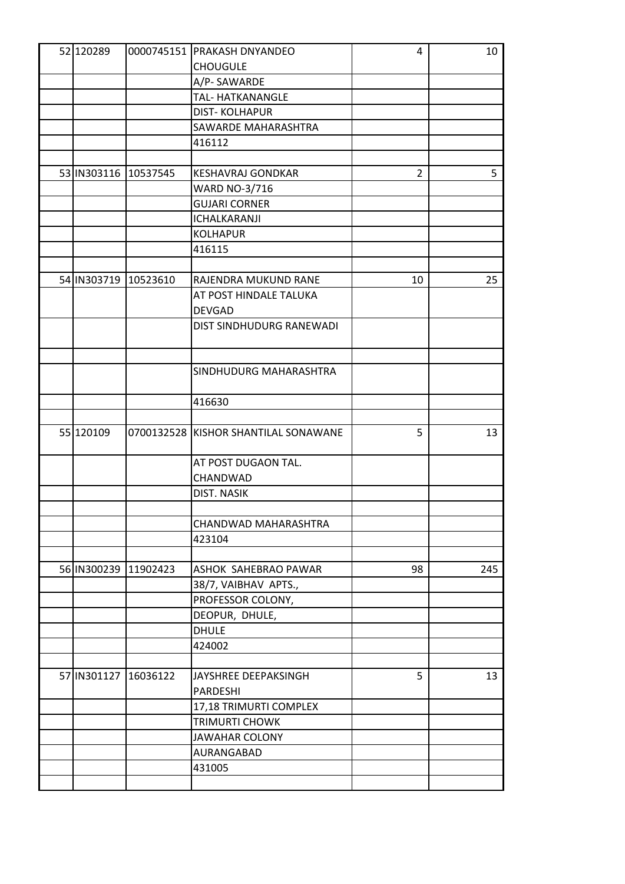| 52 | 120289 | 0000745151 | PRAKASH DNYANDEO CHOUGULE | 4 | 10 |
|---|---|---|---|---|---|
| | | | A/P- SAWARDE | | |
| | | | TAL- HATKANANGLE | | |
| | | | DIST- KOLHAPUR | | |
| | | | SAWARDE MAHARASHTRA | | |
| | | | 416112 | | |
| | | | | | |
| 53 | IN303116 | 10537545 | KESHAVRAJ GONDKAR | 2 | 5 |
| | | | WARD NO-3/716 | | |
| | | | GUJARI CORNER | | |
| | | | ICHALKARANJI | | |
| | | | KOLHAPUR | | |
| | | | 416115 | | |
| | | | | | |
| 54 | IN303719 | 10523610 | RAJENDRA MUKUND RANE | 10 | 25 |
| | | | AT POST HINDALE TALUKA DEVGAD | | |
| | | | DIST SINDHUDURG RANEWADI | | |
| | | | | | |
| | | | SINDHUDURG MAHARASHTRA | | |
| | | | 416630 | | |
| | | | | | |
| 55 | 120109 | 0700132528 | KISHOR SHANTILAL SONAWANE | 5 | 13 |
| | | | AT POST DUGAON TAL. CHANDWAD | | |
| | | | DIST. NASIK | | |
| | | | | | |
| | | | CHANDWAD MAHARASHTRA | | |
| | | | 423104 | | |
| | | | | | |
| 56 | IN300239 | 11902423 | ASHOK SAHEBRAO PAWAR | 98 | 245 |
| | | | 38/7, VAIBHAV APTS., | | |
| | | | PROFESSOR COLONY, | | |
| | | | DEOPUR, DHULE, | | |
| | | | DHULE | | |
| | | | 424002 | | |
| | | | | | |
| 57 | IN301127 | 16036122 | JAYSHREE DEEPAKSINGH PARDESHI | 5 | 13 |
| | | | 17,18 TRIMURTI COMPLEX | | |
| | | | TRIMURTI CHOWK | | |
| | | | JAWAHAR COLONY | | |
| | | | AURANGABAD | | |
| | | | 431005 | | |
| | | | | | |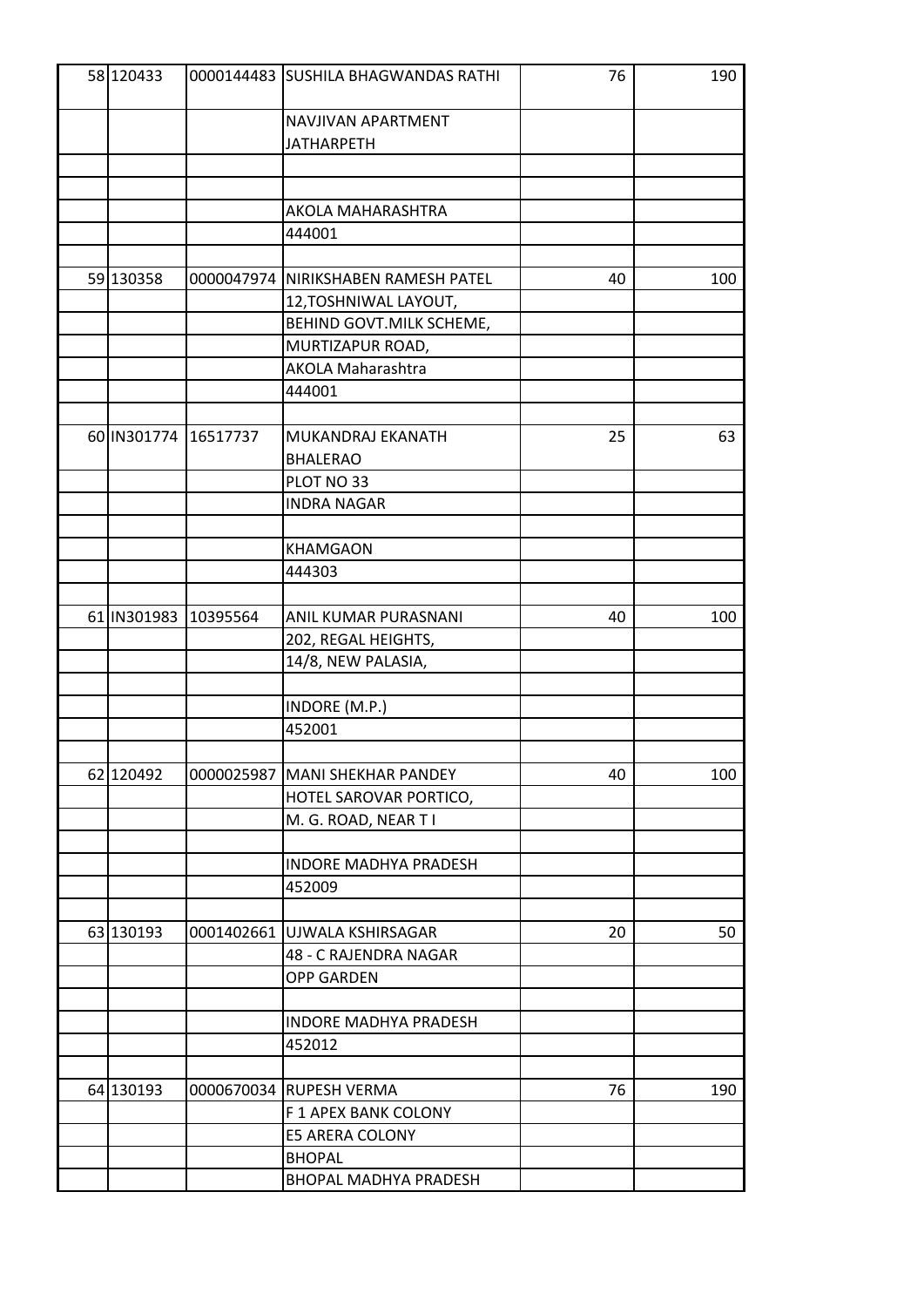| | | | | |
|---|---|---|---|---|
| 58 | 120433 | 0000144483 | SUSHILA BHAGWANDAS RATHI | 76 | 190 |
| | | | NAVJIVAN APARTMENT JATHARPETH | | |
| | | | | | |
| | | | | | |
| | | | AKOLA MAHARASHTRA | | |
| | | | 444001 | | |
| | | | | | |
| 59 | 130358 | 0000047974 | NIRIKSHABEN RAMESH PATEL | 40 | 100 |
| | | | 12,TOSHNIWAL LAYOUT, | | |
| | | | BEHIND GOVT.MILK SCHEME, | | |
| | | | MURTIZAPUR ROAD, | | |
| | | | AKOLA Maharashtra | | |
| | | | 444001 | | |
| | | | | | |
| 60 | IN301774 | 16517737 | MUKANDRAJ EKANATH BHALERAO | 25 | 63 |
| | | | PLOT NO 33 | | |
| | | | INDRA NAGAR | | |
| | | | | | |
| | | | KHAMGAON | | |
| | | | 444303 | | |
| | | | | | |
| 61 | IN301983 | 10395564 | ANIL KUMAR PURASNANI | 40 | 100 |
| | | | 202, REGAL HEIGHTS, | | |
| | | | 14/8, NEW PALASIA, | | |
| | | | | | |
| | | | INDORE (M.P.) | | |
| | | | 452001 | | |
| | | | | | |
| 62 | 120492 | 0000025987 | MANI SHEKHAR PANDEY | 40 | 100 |
| | | | HOTEL SAROVAR PORTICO, | | |
| | | | M. G. ROAD, NEAR T I | | |
| | | | | | |
| | | | INDORE MADHYA PRADESH | | |
| | | | 452009 | | |
| | | | | | |
| 63 | 130193 | 0001402661 | UJWALA KSHIRSAGAR | 20 | 50 |
| | | | 48 - C RAJENDRA NAGAR | | |
| | | | OPP GARDEN | | |
| | | | | | |
| | | | INDORE MADHYA PRADESH | | |
| | | | 452012 | | |
| | | | | | |
| 64 | 130193 | 0000670034 | RUPESH VERMA | 76 | 190 |
| | | | F 1 APEX BANK COLONY | | |
| | | | E5 ARERA COLONY | | |
| | | | BHOPAL | | |
| | | | BHOPAL MADHYA PRADESH | | |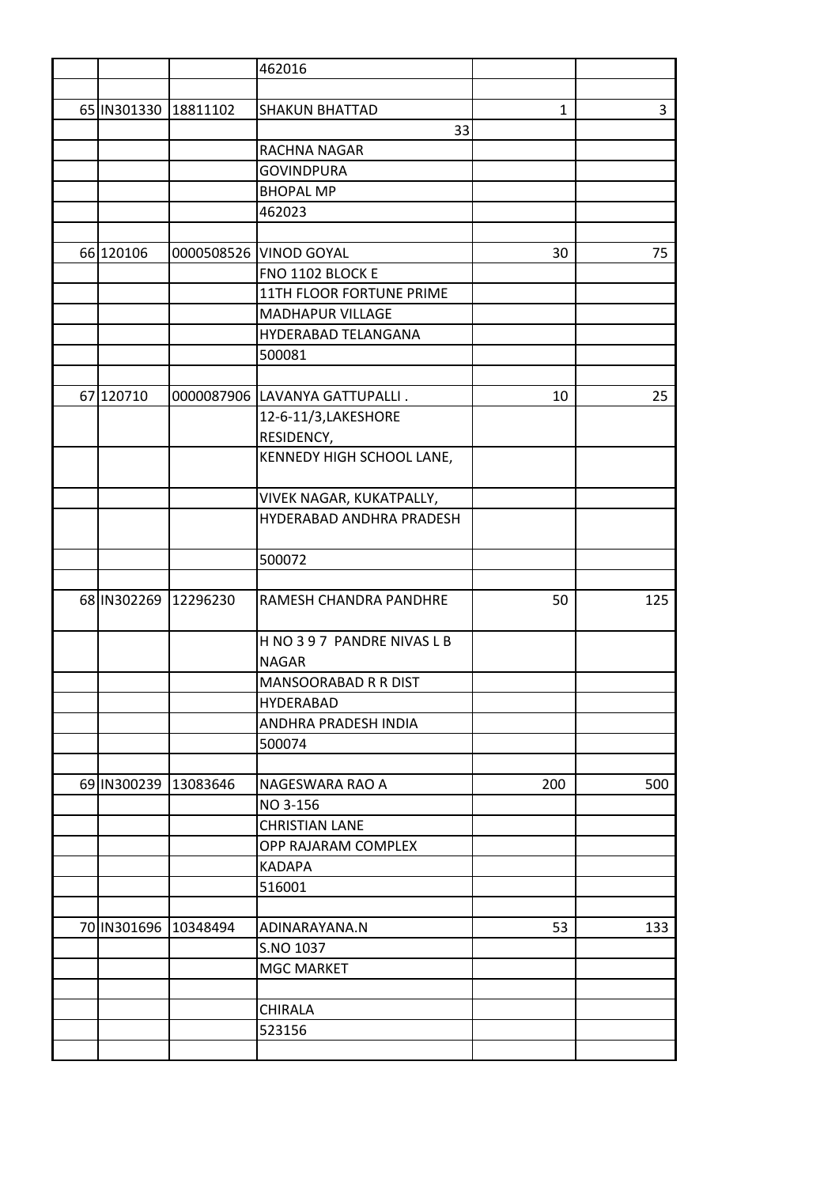| | | | | | |
|---|---|---|---|---|---|
| | | | 462016 | | |
| | | | | | |
| 65 | IN301330 | 18811102 | SHAKUN BHATTAD | 1 | 3 |
| | | | 33 | | |
| | | | RACHNA NAGAR | | |
| | | | GOVINDPURA | | |
| | | | BHOPAL MP | | |
| | | | 462023 | | |
| | | | | | |
| 66 | 120106 | 0000508526 | VINOD GOYAL | 30 | 75 |
| | | | FNO 1102 BLOCK E | | |
| | | | 11TH FLOOR FORTUNE PRIME | | |
| | | | MADHAPUR VILLAGE | | |
| | | | HYDERABAD TELANGANA | | |
| | | | 500081 | | |
| | | | | | |
| 67 | 120710 | 0000087906 | LAVANYA GATTUPALLI . | 10 | 25 |
| | | | 12-6-11/3,LAKESHORE RESIDENCY, | | |
| | | | KENNEDY HIGH SCHOOL LANE, | | |
| | | | VIVEK NAGAR, KUKATPALLY, | | |
| | | | HYDERABAD ANDHRA PRADESH | | |
| | | | 500072 | | |
| | | | | | |
| 68 | IN302269 | 12296230 | RAMESH CHANDRA PANDHRE | 50 | 125 |
| | | | H NO 3 9 7 PANDRE NIVAS L B NAGAR | | |
| | | | MANSOORABAD R R DIST | | |
| | | | HYDERABAD | | |
| | | | ANDHRA PRADESH INDIA | | |
| | | | 500074 | | |
| | | | | | |
| 69 | IN300239 | 13083646 | NAGESWARA RAO A | 200 | 500 |
| | | | NO 3-156 | | |
| | | | CHRISTIAN LANE | | |
| | | | OPP RAJARAM COMPLEX | | |
| | | | KADAPA | | |
| | | | 516001 | | |
| | | | | | |
| 70 | IN301696 | 10348494 | ADINARAYANA.N | 53 | 133 |
| | | | S.NO 1037 | | |
| | | | MGC MARKET | | |
| | | | | | |
| | | | CHIRALA | | |
| | | | 523156 | | |
| | | | | | |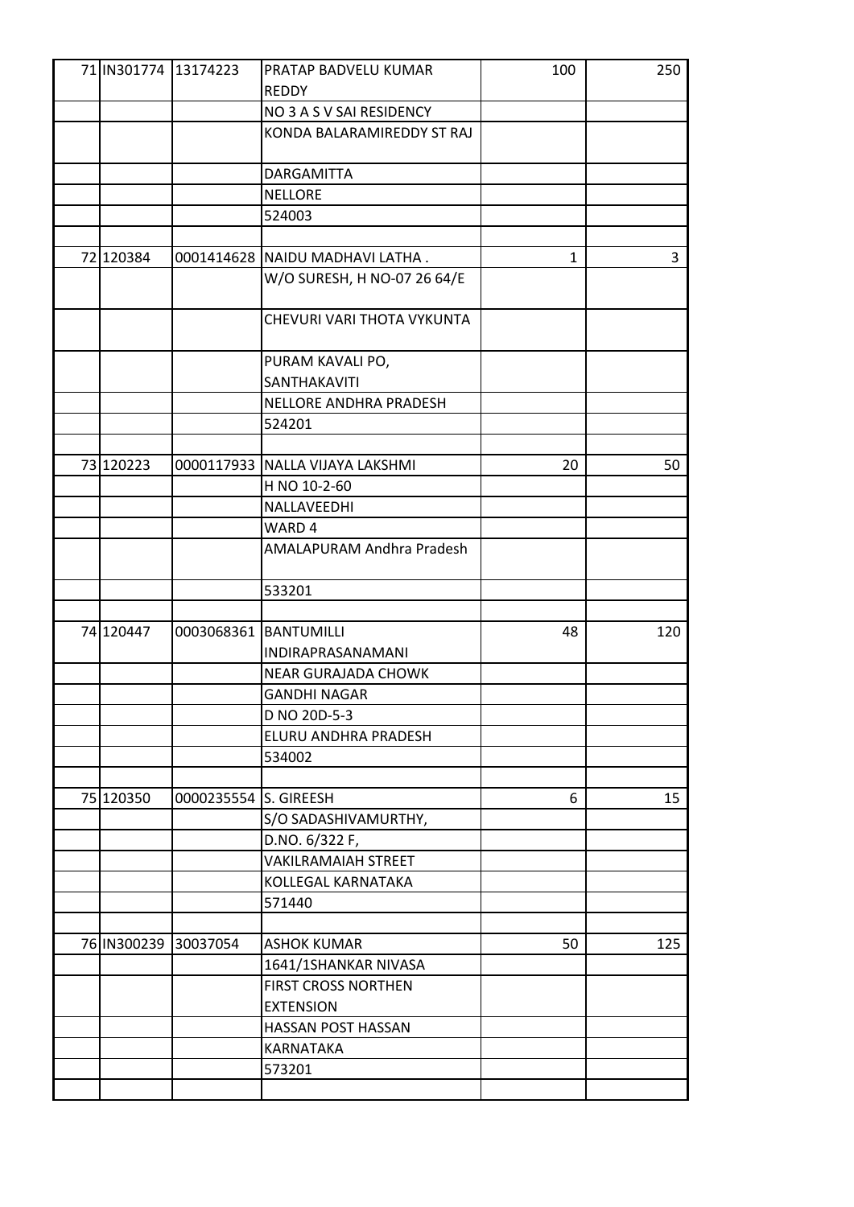| | | | | | |
|---|---|---|---|---|---|
| 71 | IN301774 | 13174223 | PRATAP BADVELU KUMAR REDDY | 100 | 250 |
| | | | NO 3 A S V SAI RESIDENCY | | |
| | | | KONDA BALARAMIREDDY ST RAJ | | |
| | | | DARGAMITTA | | |
| | | | NELLORE | | |
| | | | 524003 | | |
| | | | | | |
| 72 | 120384 | 0001414628 | NAIDU MADHAVI LATHA . | 1 | 3 |
| | | | W/O SURESH, H NO-07 26 64/E | | |
| | | | CHEVURI VARI THOTA VYKUNTA | | |
| | | | PURAM KAVALI PO, SANTHAKAVITI | | |
| | | | NELLORE ANDHRA PRADESH | | |
| | | | 524201 | | |
| | | | | | |
| 73 | 120223 | 0000117933 | NALLA VIJAYA LAKSHMI | 20 | 50 |
| | | | H NO 10-2-60 | | |
| | | | NALLAVEEDHI | | |
| | | | WARD 4 | | |
| | | | AMALAPURAM Andhra Pradesh | | |
| | | | 533201 | | |
| | | | | | |
| 74 | 120447 | 0003068361 | BANTUMILLI INDIRAPRASANAMANI | 48 | 120 |
| | | | NEAR GURAJADA CHOWK | | |
| | | | GANDHI NAGAR | | |
| | | | D NO 20D-5-3 | | |
| | | | ELURU ANDHRA PRADESH | | |
| | | | 534002 | | |
| | | | | | |
| 75 | 120350 | 0000235554 | S. GIREESH | 6 | 15 |
| | | | S/O SADASHIVAMURTHY, | | |
| | | | D.NO. 6/322 F, | | |
| | | | VAKILRAMAIAH STREET | | |
| | | | KOLLEGAL KARNATAKA | | |
| | | | 571440 | | |
| | | | | | |
| 76 | IN300239 | 30037054 | ASHOK KUMAR | 50 | 125 |
| | | | 1641/1SHANKAR NIVASA | | |
| | | | FIRST CROSS NORTHEN EXTENSION | | |
| | | | HASSAN POST HASSAN | | |
| | | | KARNATAKA | | |
| | | | 573201 | | |
| | | | | | |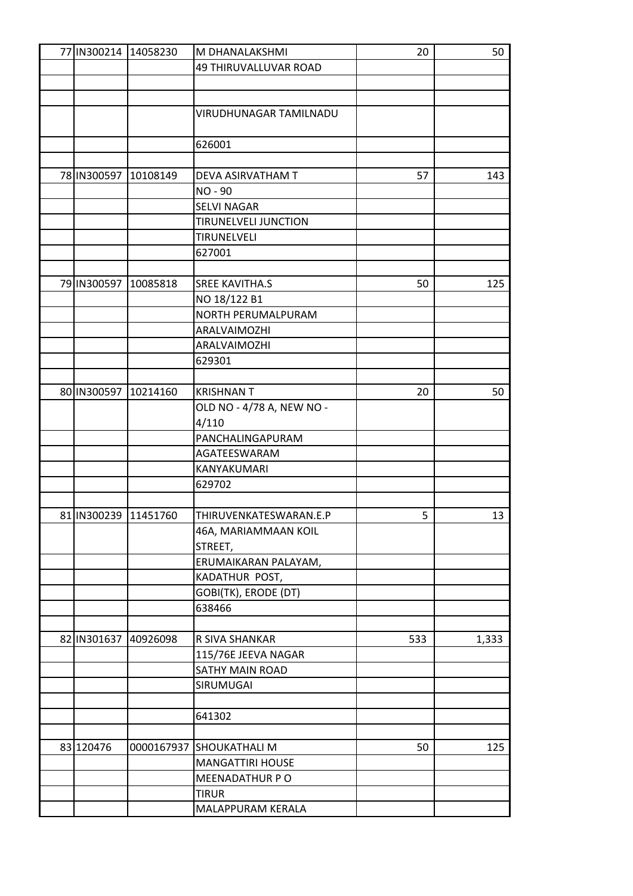| | | | | | |
|---|---|---|---|---|---|
| 77 | IN300214 | 14058230 | M DHANALAKSHMI | 20 | 50 |
| | | | 49 THIRUVALLUVAR ROAD | | |
| | | | | | |
| | | | | | |
| | | | VIRUDHUNAGAR TAMILNADU | | |
| | | | 626001 | | |
| | | | | | |
| 78 | IN300597 | 10108149 | DEVA ASIRVATHAM T | 57 | 143 |
| | | | NO - 90 | | |
| | | | SELVI NAGAR | | |
| | | | TIRUNELVELI JUNCTION | | |
| | | | TIRUNELVELI | | |
| | | | 627001 | | |
| | | | | | |
| 79 | IN300597 | 10085818 | SREE KAVITHA.S | 50 | 125 |
| | | | NO 18/122 B1 | | |
| | | | NORTH PERUMALPURAM | | |
| | | | ARALVAIMOZHI | | |
| | | | ARALVAIMOZHI | | |
| | | | 629301 | | |
| | | | | | |
| 80 | IN300597 | 10214160 | KRISHNAN T | 20 | 50 |
| | | | OLD NO - 4/78 A, NEW NO - 4/110 | | |
| | | | PANCHALINGAPURAM | | |
| | | | AGATEESWARAM | | |
| | | | KANYAKUMARI | | |
| | | | 629702 | | |
| | | | | | |
| 81 | IN300239 | 11451760 | THIRUVENKATESWARAN.E.P | 5 | 13 |
| | | | 46A, MARIAMMAAN KOIL STREET, | | |
| | | | ERUMAIKARAN PALAYAM, | | |
| | | | KADATHUR POST, | | |
| | | | GOBI(TK), ERODE (DT) | | |
| | | | 638466 | | |
| | | | | | |
| 82 | IN301637 | 40926098 | R SIVA SHANKAR | 533 | 1,333 |
| | | | 115/76E JEEVA NAGAR | | |
| | | | SATHY MAIN ROAD | | |
| | | | SIRUMUGAI | | |
| | | | | | |
| | | | 641302 | | |
| | | | | | |
| 83 | 120476 | 0000167937 | SHOUKATHALI M | 50 | 125 |
| | | | MANGATTIRI HOUSE | | |
| | | | MEENADATHUR P O | | |
| | | | TIRUR | | |
| | | | MALAPPURAM KERALA | | |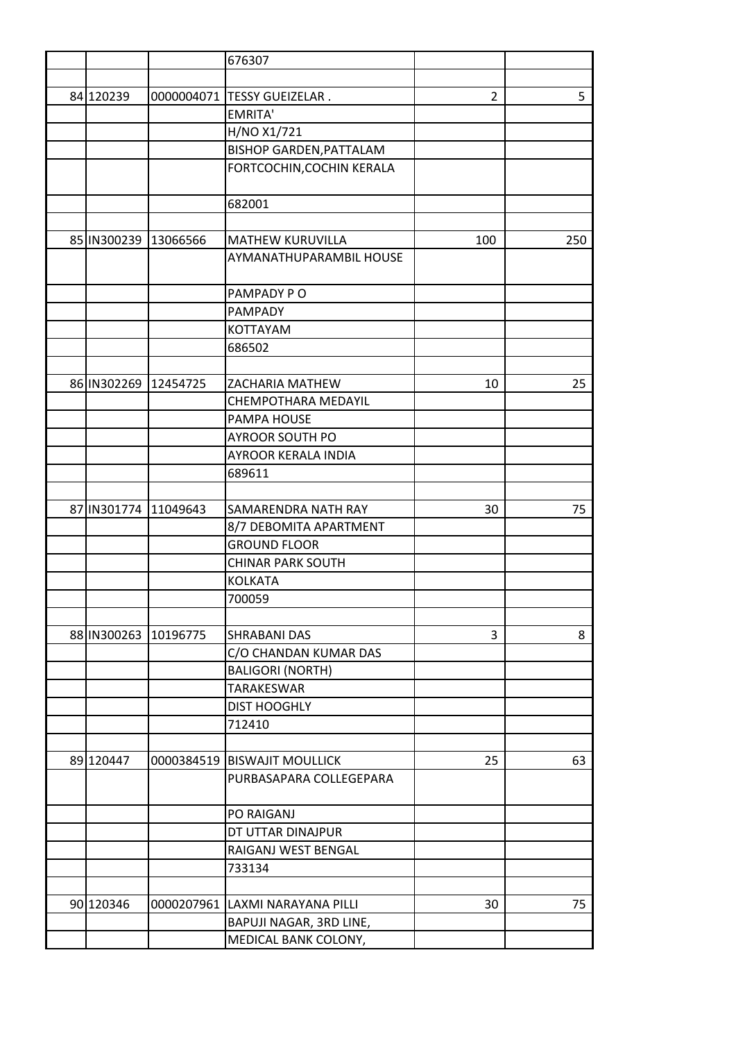| | | | | | |
|---|---|---|---|---|---|
| | | | 676307 | | |
| | | | | | |
| 84 | 120239 | 0000004071 | TESSY GUEIZELAR . | 2 | 5 |
| | | | EMRITA' | | |
| | | | H/NO X1/721 | | |
| | | | BISHOP GARDEN,PATTALAM | | |
| | | | FORTCOCHIN,COCHIN KERALA | | |
| | | | 682001 | | |
| | | | | | |
| 85 | IN300239 | 13066566 | MATHEW KURUVILLA | 100 | 250 |
| | | | AYMANATHUPARAMBIL HOUSE | | |
| | | | PAMPADY P O | | |
| | | | PAMPADY | | |
| | | | KOTTAYAM | | |
| | | | 686502 | | |
| | | | | | |
| 86 | IN302269 | 12454725 | ZACHARIA MATHEW | 10 | 25 |
| | | | CHEMPOTHARA MEDAYIL | | |
| | | | PAMPA HOUSE | | |
| | | | AYROOR SOUTH PO | | |
| | | | AYROOR KERALA INDIA | | |
| | | | 689611 | | |
| | | | | | |
| 87 | IN301774 | 11049643 | SAMARENDRA NATH RAY | 30 | 75 |
| | | | 8/7 DEBOMITA APARTMENT | | |
| | | | GROUND FLOOR | | |
| | | | CHINAR PARK SOUTH | | |
| | | | KOLKATA | | |
| | | | 700059 | | |
| | | | | | |
| 88 | IN300263 | 10196775 | SHRABANI DAS | 3 | 8 |
| | | | C/O CHANDAN KUMAR DAS | | |
| | | | BALIGORI (NORTH) | | |
| | | | TARAKESWAR | | |
| | | | DIST HOOGHLY | | |
| | | | 712410 | | |
| | | | | | |
| 89 | 120447 | 0000384519 | BISWAJIT MOULLICK | 25 | 63 |
| | | | PURBASAPARA COLLEGEPARA | | |
| | | | PO RAIGANJ | | |
| | | | DT UTTAR DINAJPUR | | |
| | | | RAIGANJ WEST BENGAL | | |
| | | | 733134 | | |
| | | | | | |
| 90 | 120346 | 0000207961 | LAXMI NARAYANA PILLI | 30 | 75 |
| | | | BAPUJI NAGAR, 3RD LINE, | | |
| | | | MEDICAL BANK COLONY, | | |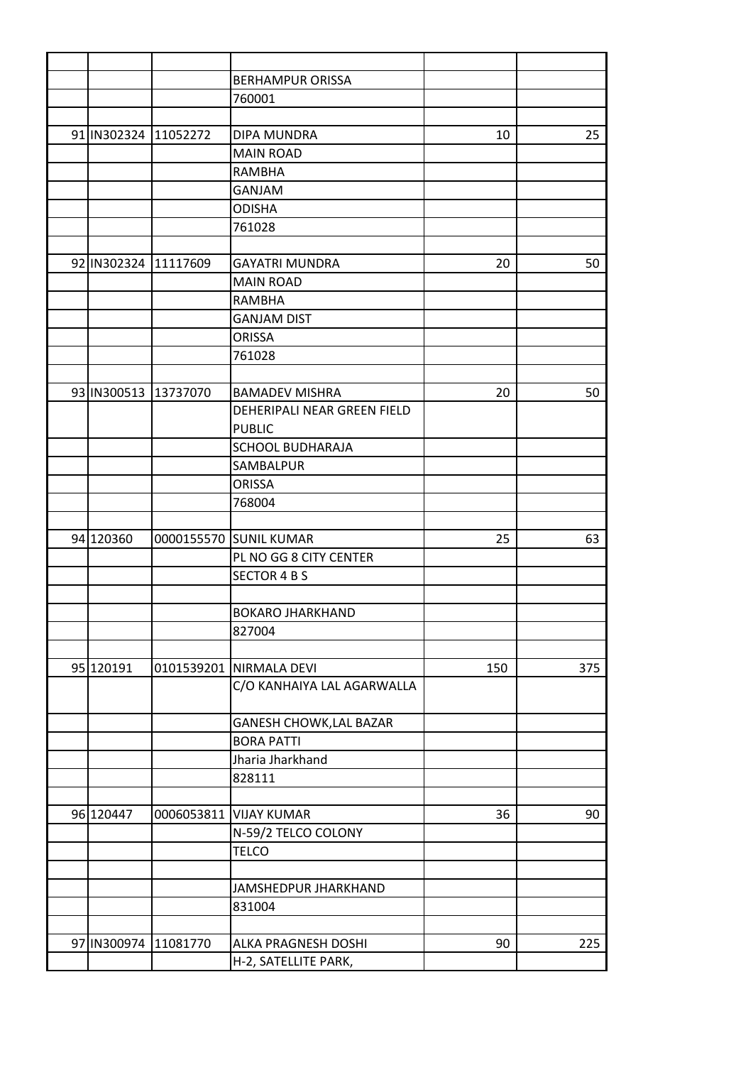| | | | | | |
|---|---|---|---|---|---|
| | | | BERHAMPUR ORISSA | | |
| | | | 760001 | | |
| | | | | | |
| 91 | IN302324 | 11052272 | DIPA MUNDRA | 10 | 25 |
| | | | MAIN ROAD | | |
| | | | RAMBHA | | |
| | | | GANJAM | | |
| | | | ODISHA | | |
| | | | 761028 | | |
| | | | | | |
| 92 | IN302324 | 11117609 | GAYATRI MUNDRA | 20 | 50 |
| | | | MAIN ROAD | | |
| | | | RAMBHA | | |
| | | | GANJAM DIST | | |
| | | | ORISSA | | |
| | | | 761028 | | |
| | | | | | |
| 93 | IN300513 | 13737070 | BAMADEV MISHRA | 20 | 50 |
| | | | DEHERIPALI NEAR GREEN FIELD PUBLIC | | |
| | | | SCHOOL BUDHARAJA | | |
| | | | SAMBALPUR | | |
| | | | ORISSA | | |
| | | | 768004 | | |
| | | | | | |
| 94 | 120360 | 0000155570 | SUNIL KUMAR | 25 | 63 |
| | | | PL NO GG 8 CITY CENTER | | |
| | | | SECTOR 4 B S | | |
| | | | | | |
| | | | BOKARO JHARKHAND | | |
| | | | 827004 | | |
| | | | | | |
| 95 | 120191 | 0101539201 | NIRMALA DEVI | 150 | 375 |
| | | | C/O KANHAIYA LAL AGARWALLA | | |
| | | | GANESH CHOWK,LAL BAZAR | | |
| | | | BORA PATTI | | |
| | | | Jharia Jharkhand | | |
| | | | 828111 | | |
| | | | | | |
| 96 | 120447 | 0006053811 | VIJAY KUMAR | 36 | 90 |
| | | | N-59/2 TELCO COLONY | | |
| | | | TELCO | | |
| | | | | | |
| | | | JAMSHEDPUR JHARKHAND | | |
| | | | 831004 | | |
| | | | | | |
| 97 | IN300974 | 11081770 | ALKA PRAGNESH DOSHI | 90 | 225 |
| | | | H-2, SATELLITE PARK, | | |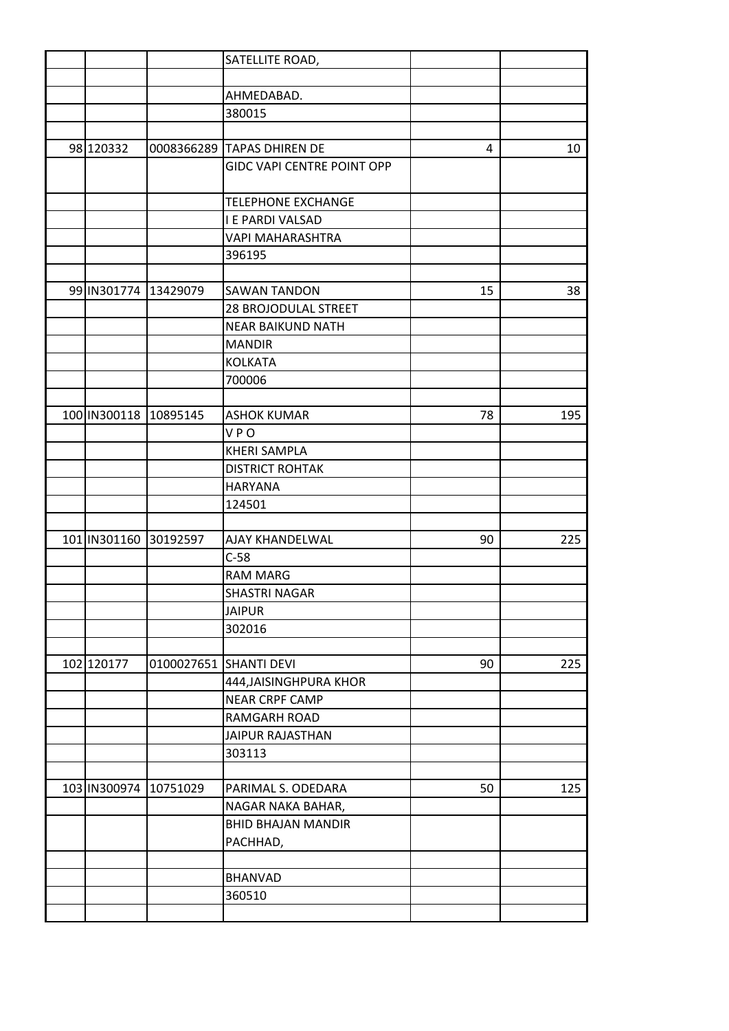| | | | | | |
|---|---|---|---|---|---|
| | | | SATELLITE ROAD, | | |
| | | | | | |
| | | | AHMEDABAD. | | |
| | | | 380015 | | |
| | | | | | |
| 98 | 120332 | 0008366289 | TAPAS DHIREN DE | 4 | 10 |
| | | | GIDC VAPI CENTRE POINT OPP | | |
| | | | TELEPHONE EXCHANGE | | |
| | | | I E PARDI VALSAD | | |
| | | | VAPI MAHARASHTRA | | |
| | | | 396195 | | |
| | | | | | |
| 99 | IN301774 | 13429079 | SAWAN TANDON | 15 | 38 |
| | | | 28 BROJODULAL STREET | | |
| | | | NEAR BAIKUND NATH | | |
| | | | MANDIR | | |
| | | | KOLKATA | | |
| | | | 700006 | | |
| | | | | | |
| 100 | IN300118 | 10895145 | ASHOK KUMAR | 78 | 195 |
| | | | V P O | | |
| | | | KHERI SAMPLA | | |
| | | | DISTRICT ROHTAK | | |
| | | | HARYANA | | |
| | | | 124501 | | |
| | | | | | |
| 101 | IN301160 | 30192597 | AJAY KHANDELWAL | 90 | 225 |
| | | | C-58 | | |
| | | | RAM MARG | | |
| | | | SHASTRI NAGAR | | |
| | | | JAIPUR | | |
| | | | 302016 | | |
| | | | | | |
| 102 | 120177 | 0100027651 | SHANTI DEVI | 90 | 225 |
| | | | 444,JAISINGHPURA KHOR | | |
| | | | NEAR CRPF CAMP | | |
| | | | RAMGARH ROAD | | |
| | | | JAIPUR RAJASTHAN | | |
| | | | 303113 | | |
| | | | | | |
| 103 | IN300974 | 10751029 | PARIMAL S. ODEDARA | 50 | 125 |
| | | | NAGAR NAKA BAHAR, | | |
| | | | BHID BHAJAN MANDIR PACHHAD, | | |
| | | | | | |
| | | | BHANVAD | | |
| | | | 360510 | | |
| | | | | | |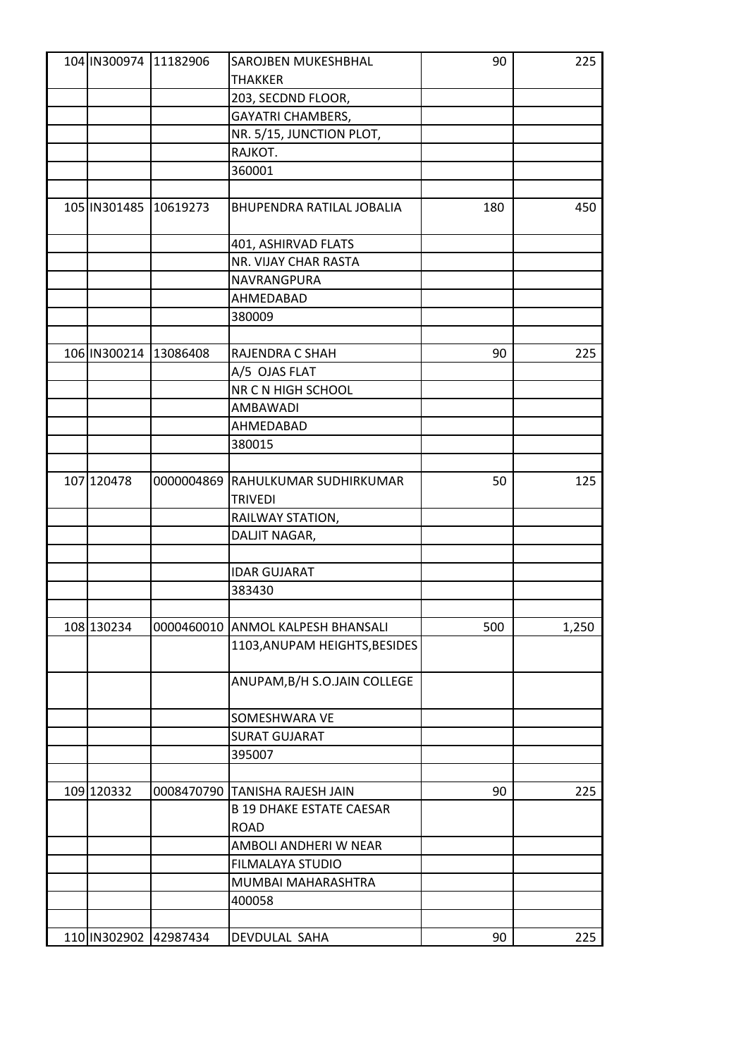| | | | | |
|---|---|---|---|---|
| 104 IN300974 | 11182906 | SAROJBEN MUKESHBHAL THAKKER | 90 | 225 |
| | | 203, SECDND FLOOR, | | |
| | | GAYATRI CHAMBERS, | | |
| | | NR. 5/15, JUNCTION PLOT, | | |
| | | RAJKOT. | | |
| | | 360001 | | |
| | | | | |
| 105 IN301485 | 10619273 | BHUPENDRA RATILAL JOBALIA | 180 | 450 |
| | | 401, ASHIRVAD FLATS | | |
| | | NR. VIJAY CHAR RASTA | | |
| | | NAVRANGPURA | | |
| | | AHMEDABAD | | |
| | | 380009 | | |
| | | | | |
| 106 IN300214 | 13086408 | RAJENDRA C SHAH | 90 | 225 |
| | | A/5 OJAS FLAT | | |
| | | NR C N HIGH SCHOOL | | |
| | | AMBAWADI | | |
| | | AHMEDABAD | | |
| | | 380015 | | |
| | | | | |
| 107 120478 | 0000004869 | RAHULKUMAR SUDHIRKUMAR TRIVEDI | 50 | 125 |
| | | RAILWAY STATION, | | |
| | | DALJIT NAGAR, | | |
| | | | | |
| | | IDAR GUJARAT | | |
| | | 383430 | | |
| | | | | |
| 108 130234 | 0000460010 | ANMOL KALPESH BHANSALI | 500 | 1,250 |
| | | 1103,ANUPAM HEIGHTS,BESIDES | | |
| | | ANUPAM,B/H S.O.JAIN COLLEGE | | |
| | | SOMESHWARA VE | | |
| | | SURAT GUJARAT | | |
| | | 395007 | | |
| | | | | |
| 109 120332 | 0008470790 | TANISHA RAJESH JAIN | 90 | 225 |
| | | B 19 DHAKE ESTATE CAESAR ROAD | | |
| | | AMBOLI ANDHERI W NEAR | | |
| | | FILMALAYA STUDIO | | |
| | | MUMBAI MAHARASHTRA | | |
| | | 400058 | | |
| | | | | |
| 110 IN302902 | 42987434 | DEVDULAL SAHA | 90 | 225 |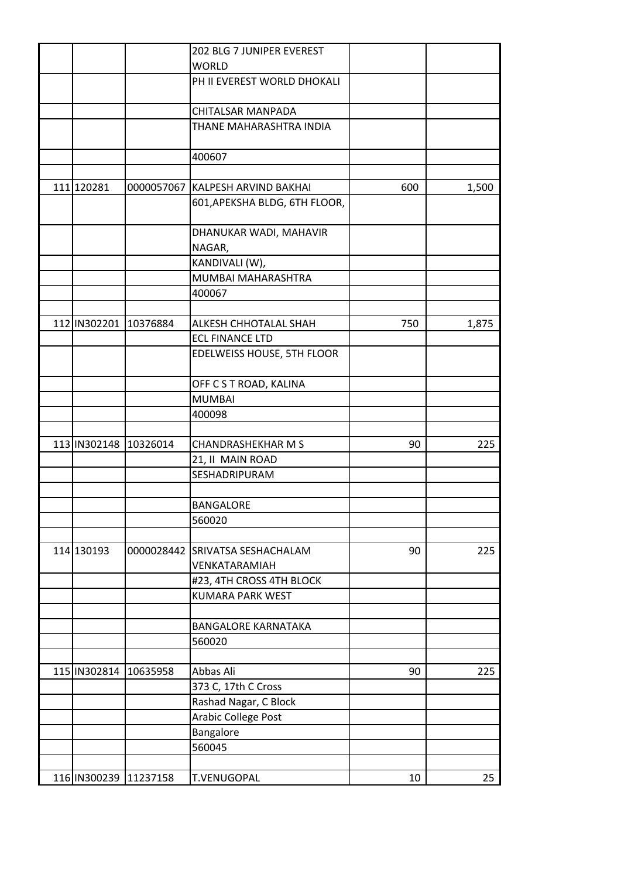| | | | | |
|---|---|---|---|---|
| | | 202 BLG 7 JUNIPER EVEREST WORLD | | |
| | | PH II EVEREST WORLD DHOKALI | | |
| | | CHITALSAR MANPADA | | |
| | | THANE MAHARASHTRA INDIA | | |
| | | 400607 | | |
| | | | | |
| 111 120281 | 0000057067 | KALPESH ARVIND BAKHAI | 600 | 1,500 |
| | | 601,APEKSHA BLDG, 6TH FLOOR, | | |
| | | DHANUKAR WADI, MAHAVIR NAGAR, | | |
| | | KANDIVALI (W), | | |
| | | MUMBAI MAHARASHTRA | | |
| | | 400067 | | |
| | | | | |
| 112 IN302201 | 10376884 | ALKESH CHHOTALAL SHAH | 750 | 1,875 |
| | | ECL FINANCE LTD | | |
| | | EDELWEISS HOUSE, 5TH FLOOR | | |
| | | OFF C S T ROAD, KALINA | | |
| | | MUMBAI | | |
| | | 400098 | | |
| | | | | |
| 113 IN302148 | 10326014 | CHANDRASHEKHAR M S | 90 | 225 |
| | | 21, II MAIN ROAD | | |
| | | SESHADRIPURAM | | |
| | | | | |
| | | BANGALORE | | |
| | | 560020 | | |
| | | | | |
| 114 130193 | 0000028442 | SRIVATSA SESHACHALAM VENKATARAMIAH | 90 | 225 |
| | | #23, 4TH CROSS 4TH BLOCK | | |
| | | KUMARA PARK WEST | | |
| | | | | |
| | | BANGALORE KARNATAKA | | |
| | | 560020 | | |
| | | | | |
| 115 IN302814 | 10635958 | Abbas Ali | 90 | 225 |
| | | 373 C, 17th C Cross | | |
| | | Rashad Nagar, C Block | | |
| | | Arabic College Post | | |
| | | Bangalore | | |
| | | 560045 | | |
| | | | | |
| 116 IN300239 | 11237158 | T.VENUGOPAL | 10 | 25 |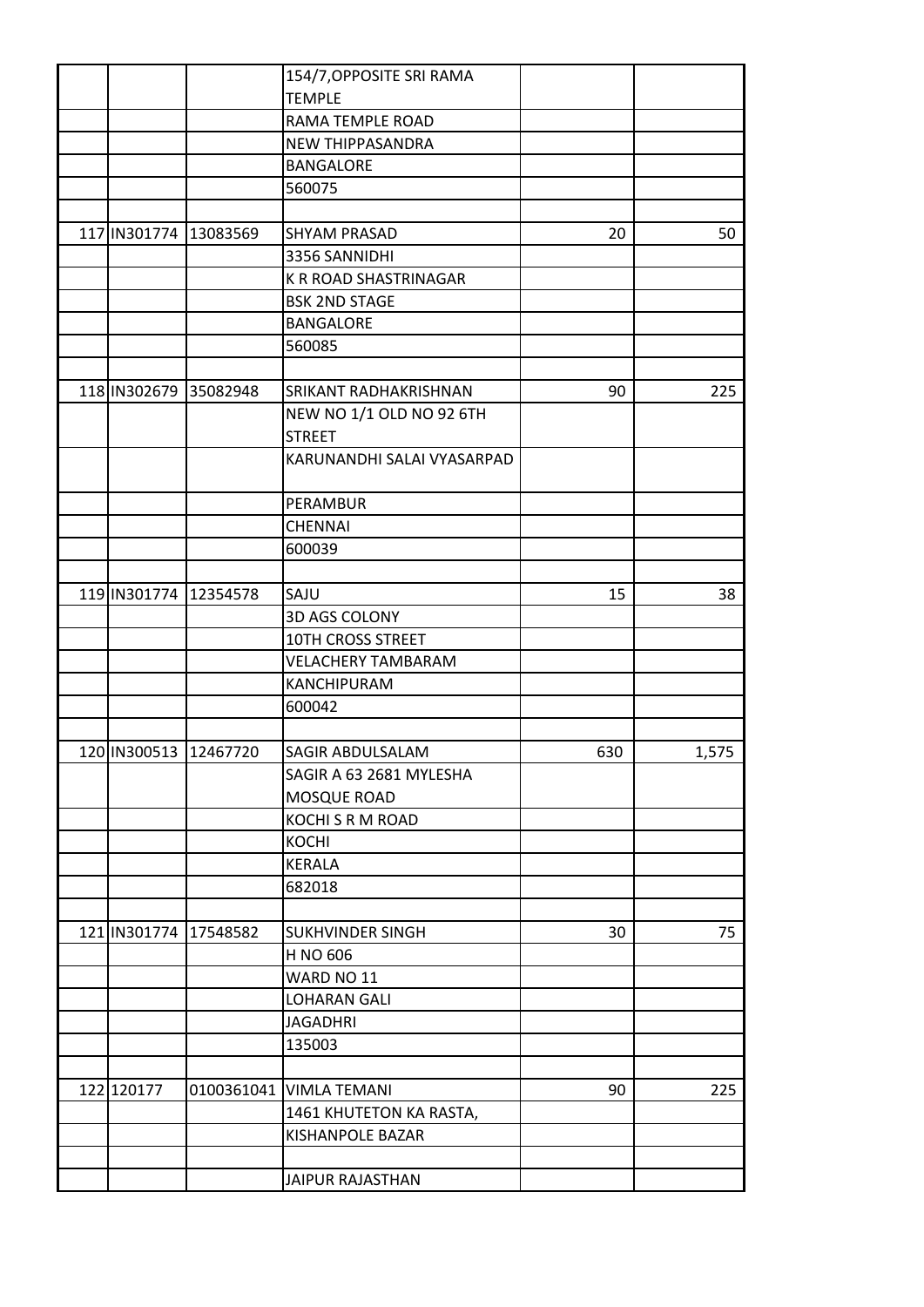| | | | | | |
|---|---|---|---|---|---|
| | | | 154/7,OPPOSITE SRI RAMA TEMPLE | | |
| | | | RAMA TEMPLE ROAD | | |
| | | | NEW THIPPASANDRA | | |
| | | | BANGALORE | | |
| | | | 560075 | | |
| | | | | | |
| 117 | IN301774 | 13083569 | SHYAM PRASAD | 20 | 50 |
| | | | 3356 SANNIDHI | | |
| | | | K R ROAD SHASTRINAGAR | | |
| | | | BSK 2ND STAGE | | |
| | | | BANGALORE | | |
| | | | 560085 | | |
| | | | | | |
| 118 | IN302679 | 35082948 | SRIKANT RADHAKRISHNAN | 90 | 225 |
| | | | NEW NO 1/1 OLD NO 92 6TH STREET | | |
| | | | KARUNANDHI SALAI VYASARPAD | | |
| | | | PERAMBUR | | |
| | | | CHENNAI | | |
| | | | 600039 | | |
| | | | | | |
| 119 | IN301774 | 12354578 | SAJU | 15 | 38 |
| | | | 3D AGS COLONY | | |
| | | | 10TH CROSS STREET | | |
| | | | VELACHERY TAMBARAM | | |
| | | | KANCHIPURAM | | |
| | | | 600042 | | |
| | | | | | |
| 120 | IN300513 | 12467720 | SAGIR ABDULSALAM | 630 | 1,575 |
| | | | SAGIR A 63 2681 MYLESHA MOSQUE ROAD | | |
| | | | KOCHI S R M ROAD | | |
| | | | KOCHI | | |
| | | | KERALA | | |
| | | | 682018 | | |
| | | | | | |
| 121 | IN301774 | 17548582 | SUKHVINDER SINGH | 30 | 75 |
| | | | H NO 606 | | |
| | | | WARD NO 11 | | |
| | | | LOHARAN GALI | | |
| | | | JAGADHRI | | |
| | | | 135003 | | |
| | | | | | |
| 122 | 120177 | 0100361041 | VIMLA TEMANI | 90 | 225 |
| | | | 1461 KHUTETON KA RASTA, | | |
| | | | KISHANPOLE BAZAR | | |
| | | | | | |
| | | | JAIPUR RAJASTHAN | | |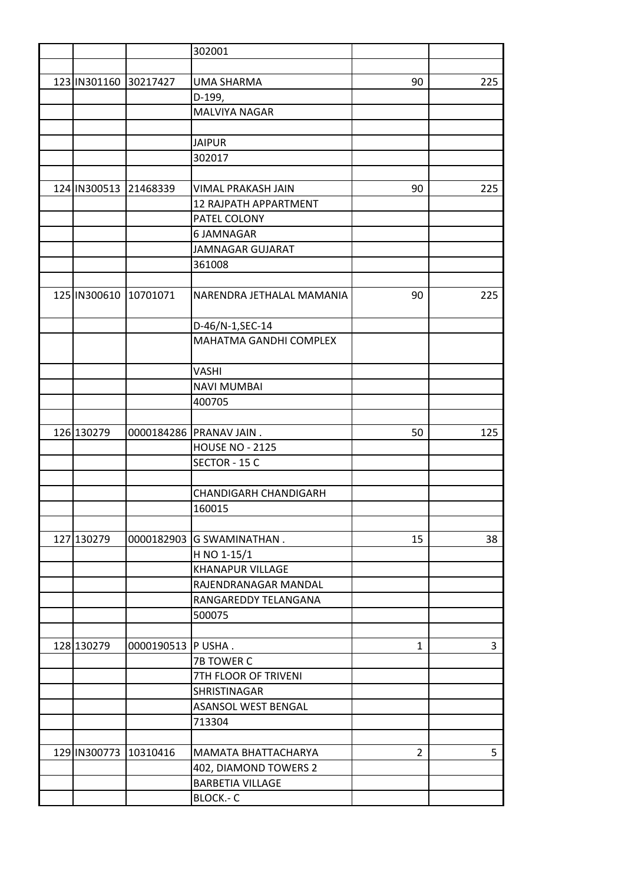| | | | | | |
|---|---|---|---|---|---|
| | | | 302001 | | |
| | | | | | |
| 123 | IN301160 | 30217427 | UMA SHARMA | 90 | 225 |
| | | | D-199, | | |
| | | | MALVIYA NAGAR | | |
| | | | | | |
| | | | JAIPUR | | |
| | | | 302017 | | |
| | | | | | |
| 124 | IN300513 | 21468339 | VIMAL PRAKASH JAIN | 90 | 225 |
| | | | 12 RAJPATH APPARTMENT | | |
| | | | PATEL COLONY | | |
| | | | 6 JAMNAGAR | | |
| | | | JAMNAGAR GUJARAT | | |
| | | | 361008 | | |
| | | | | | |
| 125 | IN300610 | 10701071 | NARENDRA JETHALAL MAMANIA | 90 | 225 |
| | | | D-46/N-1,SEC-14 | | |
| | | | MAHATMA GANDHI COMPLEX | | |
| | | | VASHI | | |
| | | | NAVI MUMBAI | | |
| | | | 400705 | | |
| | | | | | |
| 126 | 130279 | 0000184286 | PRANAV JAIN . | 50 | 125 |
| | | | HOUSE NO - 2125 | | |
| | | | SECTOR - 15 C | | |
| | | | | | |
| | | | CHANDIGARH CHANDIGARH | | |
| | | | 160015 | | |
| | | | | | |
| 127 | 130279 | 0000182903 | G SWAMINATHAN . | 15 | 38 |
| | | | H NO 1-15/1 | | |
| | | | KHANAPUR VILLAGE | | |
| | | | RAJENDRANAGAR MANDAL | | |
| | | | RANGAREDDY TELANGANA | | |
| | | | 500075 | | |
| | | | | | |
| 128 | 130279 | 0000190513 | P USHA . | 1 | 3 |
| | | | 7B TOWER C | | |
| | | | 7TH FLOOR OF TRIVENI | | |
| | | | SHRISTINAGAR | | |
| | | | ASANSOL WEST BENGAL | | |
| | | | 713304 | | |
| | | | | | |
| 129 | IN300773 | 10310416 | MAMATA BHATTACHARYA | 2 | 5 |
| | | | 402, DIAMOND TOWERS 2 | | |
| | | | BARBETIA VILLAGE | | |
| | | | BLOCK.- C | | |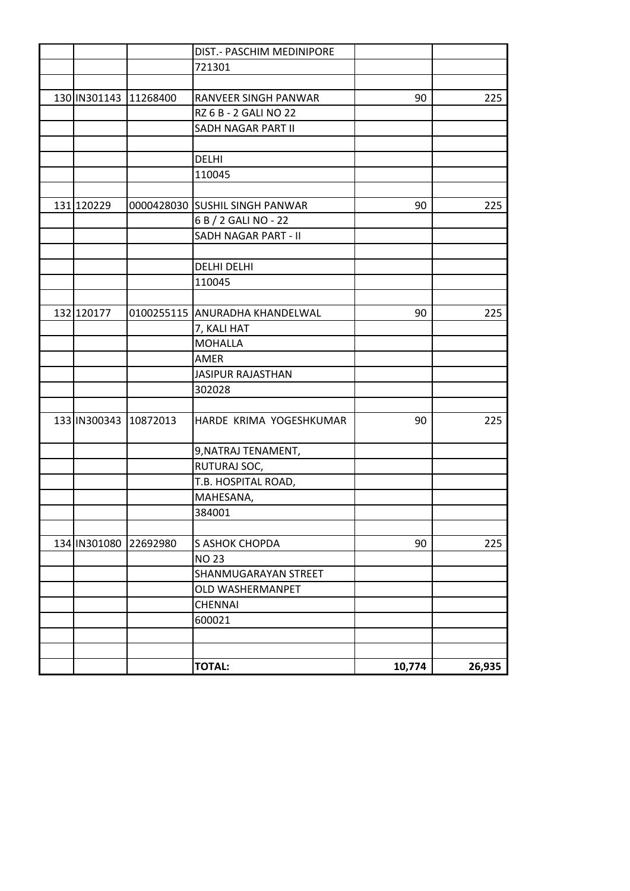| | | | | | |
|---|---|---|---|---|---|
| | | | DIST.- PASCHIM MEDINIPORE | | |
| | | | 721301 | | |
| | | | | | |
| 130 | IN301143 | 11268400 | RANVEER SINGH PANWAR | 90 | 225 |
| | | | RZ 6 B - 2 GALI NO 22 | | |
| | | | SADH NAGAR PART II | | |
| | | | | | |
| | | | DELHI | | |
| | | | 110045 | | |
| | | | | | |
| 131 | 120229 | 0000428030 | SUSHIL SINGH PANWAR | 90 | 225 |
| | | | 6 B / 2 GALI NO - 22 | | |
| | | | SADH NAGAR PART - II | | |
| | | | | | |
| | | | DELHI DELHI | | |
| | | | 110045 | | |
| | | | | | |
| 132 | 120177 | 0100255115 | ANURADHA KHANDELWAL | 90 | 225 |
| | | | 7, KALI HAT | | |
| | | | MOHALLA | | |
| | | | AMER | | |
| | | | JASIPUR RAJASTHAN | | |
| | | | 302028 | | |
| | | | | | |
| 133 | IN300343 | 10872013 | HARDE KRIMA YOGESHKUMAR | 90 | 225 |
| | | | 9,NATRAJ TENAMENT, | | |
| | | | RUTURAJ SOC, | | |
| | | | T.B. HOSPITAL ROAD, | | |
| | | | MAHESANA, | | |
| | | | 384001 | | |
| | | | | | |
| 134 | IN301080 | 22692980 | S ASHOK CHOPDA | 90 | 225 |
| | | | NO 23 | | |
| | | | SHANMUGARAYAN STREET | | |
| | | | OLD WASHERMANPET | | |
| | | | CHENNAI | | |
| | | | 600021 | | |
| | | | | | |
| | | | | | |
| | | | **TOTAL:** | **10,774** | **26,935** |